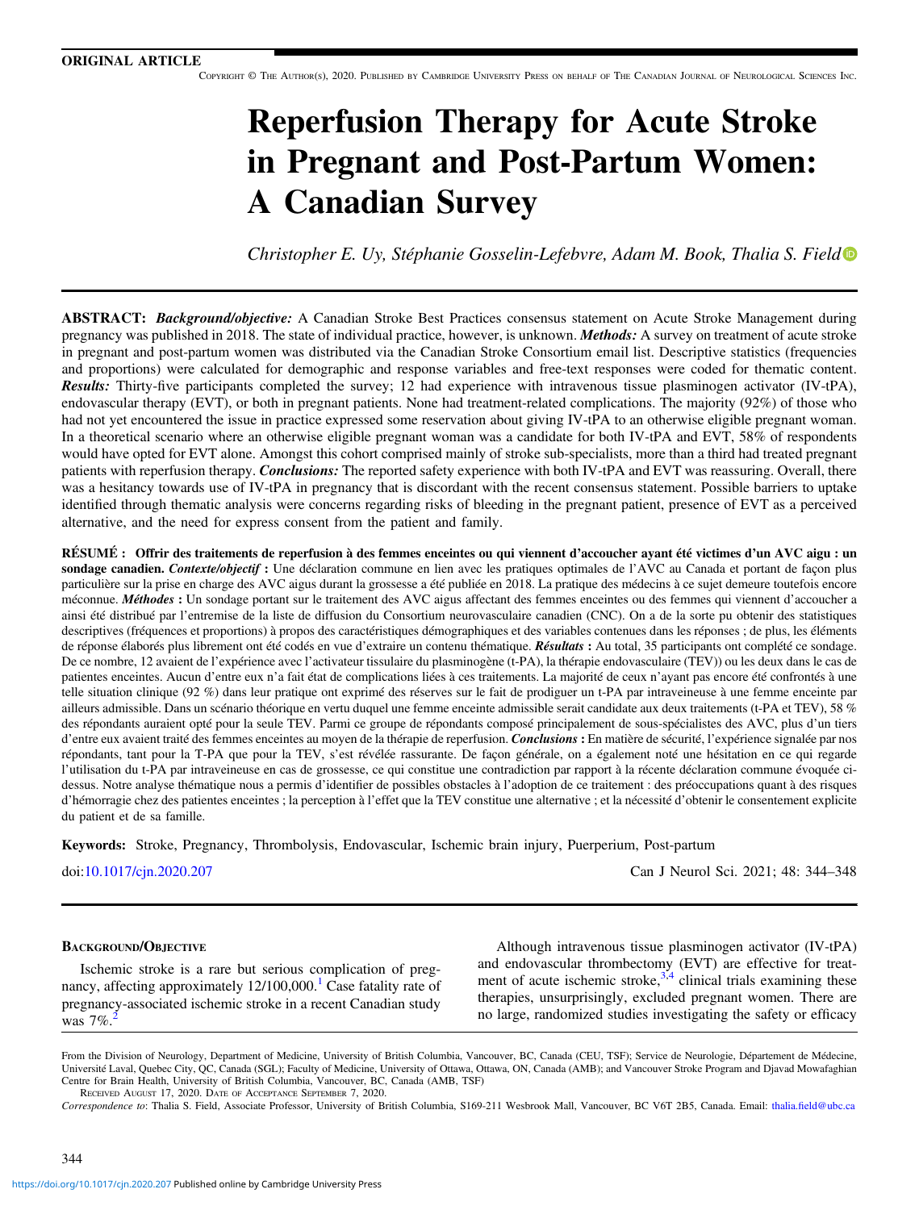ORIGINAL ARTICLE

# Reperfusion Therapy for Acute Stroke in Pregnant and Post-Partum Women: A Canadian Survey

*Christopher E. Uy, Stéphanie Gosselin-Lefebvre, Adam M. Book, Thalia S. Field*

**ABSTRACT:** ***Background/objective:*** A Canadian Stroke Best Practices consensus statement on Acute Stroke Management during pregnancy was published in 2018. The state of individual practice, however, is unknown. ***Methods:*** A survey on treatment of acute stroke in pregnant and post-partum women was distributed via the Canadian Stroke Consortium email list. Descriptive statistics (frequencies and proportions) were calculated for demographic and response variables and free-text responses were coded for thematic content. ***Results:*** Thirty-five participants completed the survey; 12 had experience with intravenous tissue plasminogen activator (IV-tPA), endovascular therapy (EVT), or both in pregnant patients. None had treatment-related complications. The majority (92%) of those who had not yet encountered the issue in practice expressed some reservation about giving IV-tPA to an otherwise eligible pregnant woman. In a theoretical scenario where an otherwise eligible pregnant woman was a candidate for both IV-tPA and EVT, 58% of respondents would have opted for EVT alone. Amongst this cohort comprised mainly of stroke sub-specialists, more than a third had treated pregnant patients with reperfusion therapy. ***Conclusions:*** The reported safety experience with both IV-tPA and EVT was reassuring. Overall, there was a hesitancy towards use of IV-tPA in pregnancy that is discordant with the recent consensus statement. Possible barriers to uptake identified through thematic analysis were concerns regarding risks of bleeding in the pregnant patient, presence of EVT as a perceived alternative, and the need for express consent from the patient and family.

**RÉSUMÉ : Offrir des traitements de reperfusion à des femmes enceintes ou qui viennent d'accoucher ayant été victimes d'un AVC aigu : un sondage canadien.** ***Contexte/objectif*** **:** Une déclaration commune en lien avec les pratiques optimales de l'AVC au Canada et portant de façon plus particulière sur la prise en charge des AVC aigus durant la grossesse a été publiée en 2018. La pratique des médecins à ce sujet demeure toutefois encore méconnue. ***Méthodes*** **:** Un sondage portant sur le traitement des AVC aigus affectant des femmes enceintes ou des femmes qui viennent d'accoucher a ainsi été distribué par l'entremise de la liste de diffusion du Consortium neurovasculaire canadien (CNC). On a de la sorte pu obtenir des statistiques descriptives (fréquences et proportions) à propos des caractéristiques démographiques et des variables contenues dans les réponses ; de plus, les éléments de réponse élaborés plus librement ont été codés en vue d'extraire un contenu thématique. ***Résultats*** **:** Au total, 35 participants ont complété ce sondage. De ce nombre, 12 avaient de l'expérience avec l'activateur tissulaire du plasminogène (t-PA), la thérapie endovasculaire (TEV)) ou les deux dans le cas de patientes enceintes. Aucun d'entre eux n'a fait état de complications liées à ces traitements. La majorité de ceux n'ayant pas encore été confrontés à une telle situation clinique (92 %) dans leur pratique ont exprimé des réserves sur le fait de prodiguer un t-PA par intraveineuse à une femme enceinte par ailleurs admissible. Dans un scénario théorique en vertu duquel une femme enceinte admissible serait candidate aux deux traitements (t-PA et TEV), 58 % des répondants auraient opté pour la seule TEV. Parmi ce groupe de répondants composé principalement de sous-spécialistes des AVC, plus d'un tiers d'entre eux avaient traité des femmes enceintes au moyen de la thérapie de reperfusion. ***Conclusions*** **:** En matière de sécurité, l'expérience signalée par nos répondants, tant pour la T-PA que pour la TEV, s'est révélée rassurante. De façon générale, on a également noté une hésitation en ce qui regarde l'utilisation du t-PA par intraveineuse en cas de grossesse, ce qui constitue une contradiction par rapport à la récente déclaration commune évoquée ci-dessus. Notre analyse thématique nous a permis d'identifier de possibles obstacles à l'adoption de ce traitement : des préoccupations quant à des risques d'hémorragie chez des patientes enceintes ; la perception à l'effet que la TEV constitue une alternative ; et la nécessité d'obtenir le consentement explicite du patient et de sa famille.

**Keywords:** Stroke, Pregnancy, Thrombolysis, Endovascular, Ischemic brain injury, Puerperium, Post-partum

doi:10.1017/cjn.2020.207

## Background/Objective

Ischemic stroke is a rare but serious complication of pregnancy, affecting approximately 12/100,000.[1] Case fatality rate of pregnancy-associated ischemic stroke in a recent Canadian study was 7%.[2]

Although intravenous tissue plasminogen activator (IV-tPA) and endovascular thrombectomy (EVT) are effective for treatment of acute ischemic stroke,[3,4] clinical trials examining these therapies, unsurprisingly, excluded pregnant women. There are no large, randomized studies investigating the safety or efficacy

From the Division of Neurology, Department of Medicine, University of British Columbia, Vancouver, BC, Canada (CEU, TSF); Service de Neurologie, Département de Médecine, Université Laval, Quebec City, QC, Canada (SGL); Faculty of Medicine, University of Ottawa, Ottawa, ON, Canada (AMB); and Vancouver Stroke Program and Djavad Mowafaghian Centre for Brain Health, University of British Columbia, Vancouver, BC, Canada (AMB, TSF)

Received August 17, 2020. Date of Acceptance September 7, 2020.

*Correspondence to*: Thalia S. Field, Associate Professor, University of British Columbia, S169-211 Wesbrook Mall, Vancouver, BC V6T 2B5, Canada. Email: thalia.field@ubc.ca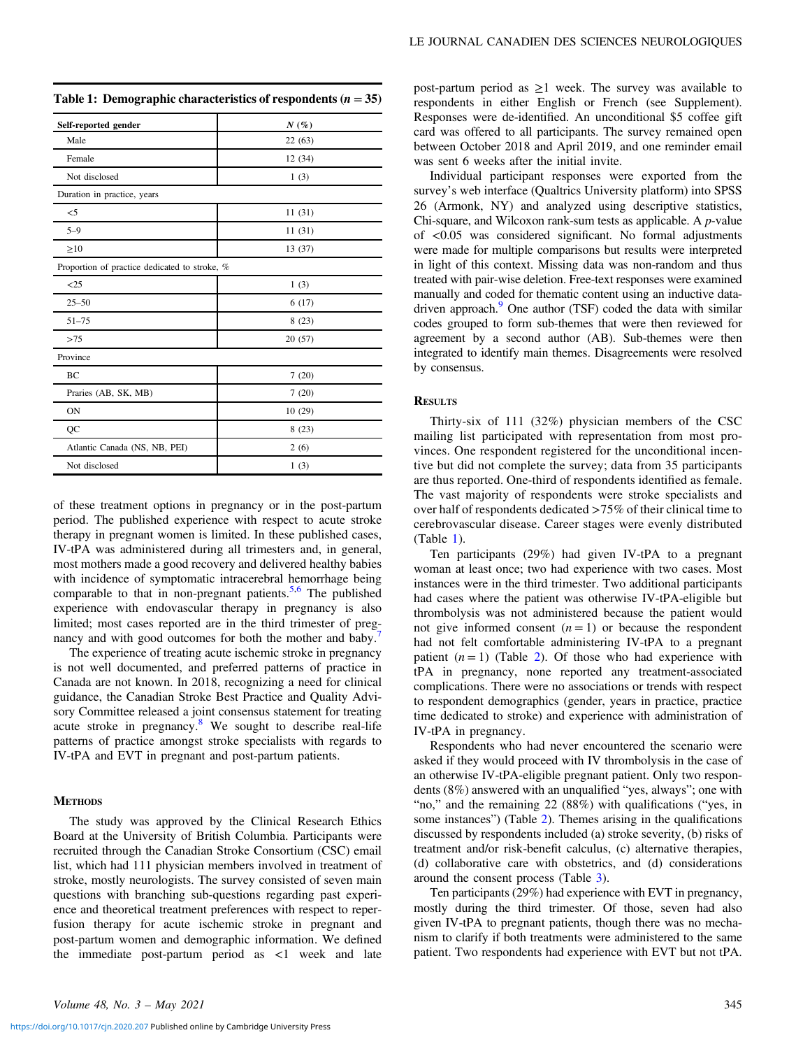**Table 1: Demographic characteristics of respondents ($n = 35$)**

| Self-reported gender | N (%) |
|---|---|
| Male | 22 (63) |
| Female | 12 (34) |
| Not disclosed | 1 (3) |
| Duration in practice, years | |
| <5 | 11 (31) |
| 5–9 | 11 (31) |
| ≥10 | 13 (37) |
| Proportion of practice dedicated to stroke, % | |
| <25 | 1 (3) |
| 25–50 | 6 (17) |
| 51–75 | 8 (23) |
| >75 | 20 (57) |
| Province | |
| BC | 7 (20) |
| Praries (AB, SK, MB) | 7 (20) |
| ON | 10 (29) |
| QC | 8 (23) |
| Atlantic Canada (NS, NB, PEI) | 2 (6) |
| Not disclosed | 1 (3) |

of these treatment options in pregnancy or in the post-partum period. The published experience with respect to acute stroke therapy in pregnant women is limited. In these published cases, IV-tPA was administered during all trimesters and, in general, most mothers made a good recovery and delivered healthy babies with incidence of symptomatic intracerebral hemorrhage being comparable to that in non-pregnant patients.[5,6] The published experience with endovascular therapy in pregnancy is also limited; most cases reported are in the third trimester of pregnancy and with good outcomes for both the mother and baby.[7]

The experience of treating acute ischemic stroke in pregnancy is not well documented, and preferred patterns of practice in Canada are not known. In 2018, recognizing a need for clinical guidance, the Canadian Stroke Best Practice and Quality Advisory Committee released a joint consensus statement for treating acute stroke in pregnancy.[8] We sought to describe real-life patterns of practice amongst stroke specialists with regards to IV-tPA and EVT in pregnant and post-partum patients.

## Methods

The study was approved by the Clinical Research Ethics Board at the University of British Columbia. Participants were recruited through the Canadian Stroke Consortium (CSC) email list, which had 111 physician members involved in treatment of stroke, mostly neurologists. The survey consisted of seven main questions with branching sub-questions regarding past experience and theoretical treatment preferences with respect to reperfusion therapy for acute ischemic stroke in pregnant and post-partum women and demographic information. We defined the immediate post-partum period as <1 week and late post-partum period as ≥1 week. The survey was available to respondents in either English or French (see Supplement). Responses were de-identified. An unconditional $5 coffee gift card was offered to all participants. The survey remained open between October 2018 and April 2019, and one reminder email was sent 6 weeks after the initial invite.

Individual participant responses were exported from the survey's web interface (Qualtrics University platform) into SPSS 26 (Armonk, NY) and analyzed using descriptive statistics, Chi-square, and Wilcoxon rank-sum tests as applicable. A $p$-value of $<0.05$ was considered significant. No formal adjustments were made for multiple comparisons but results were interpreted in light of this context. Missing data was non-random and thus treated with pair-wise deletion. Free-text responses were examined manually and coded for thematic content using an inductive data-driven approach.[9] One author (TSF) coded the data with similar codes grouped to form sub-themes that were then reviewed for agreement by a second author (AB). Sub-themes were then integrated to identify main themes. Disagreements were resolved by consensus.

## Results

Thirty-six of 111 (32%) physician members of the CSC mailing list participated with representation from most provinces. One respondent registered for the unconditional incentive but did not complete the survey; data from 35 participants are thus reported. One-third of respondents identified as female. The vast majority of respondents were stroke specialists and over half of respondents dedicated >75% of their clinical time to cerebrovascular disease. Career stages were evenly distributed (Table 1).

Ten participants (29%) had given IV-tPA to a pregnant woman at least once; two had experience with two cases. Most instances were in the third trimester. Two additional participants had cases where the patient was otherwise IV-tPA-eligible but thrombolysis was not administered because the patient would not give informed consent ($n = 1$) or because the respondent had not felt comfortable administering IV-tPA to a pregnant patient ($n = 1$) (Table 2). Of those who had experience with tPA in pregnancy, none reported any treatment-associated complications. There were no associations or trends with respect to respondent demographics (gender, years in practice, practice time dedicated to stroke) and experience with administration of IV-tPA in pregnancy.

Respondents who had never encountered the scenario were asked if they would proceed with IV thrombolysis in the case of an otherwise IV-tPA-eligible pregnant patient. Only two respondents (8%) answered with an unqualified "yes, always"; one with "no," and the remaining 22 (88%) with qualifications ("yes, in some instances") (Table 2). Themes arising in the qualifications discussed by respondents included (a) stroke severity, (b) risks of treatment and/or risk-benefit calculus, (c) alternative therapies, (d) collaborative care with obstetrics, and (d) considerations around the consent process (Table 3).

Ten participants (29%) had experience with EVT in pregnancy, mostly during the third trimester. Of those, seven had also given IV-tPA to pregnant patients, though there was no mechanism to clarify if both treatments were administered to the same patient. Two respondents had experience with EVT but not tPA.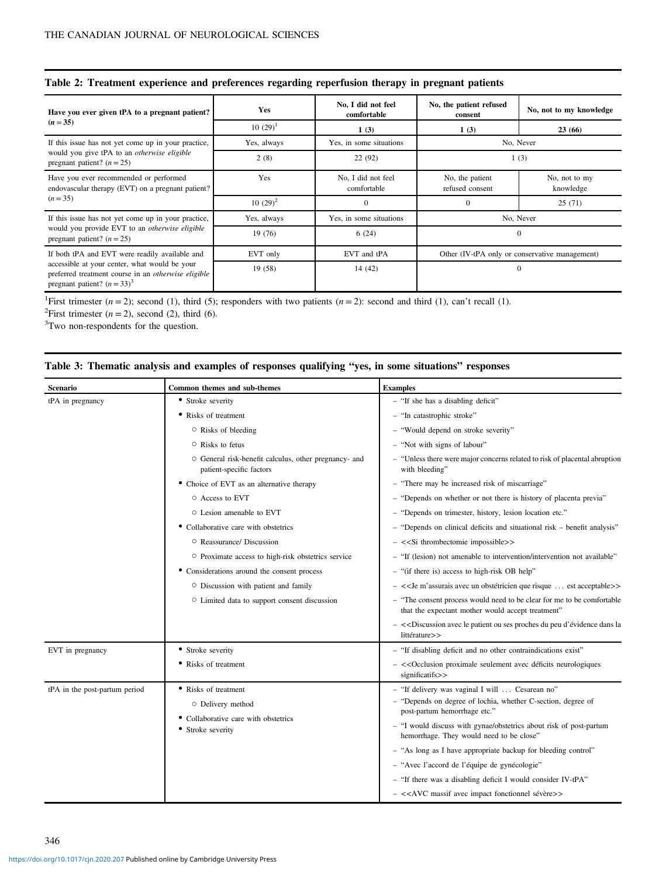**Table 2: Treatment experience and preferences regarding reperfusion therapy in pregnant patients**

| **Have you ever given tPA to a pregnant patient? ($n = 35$)** | **Yes** | **No, I did not feel comfortable** | **No, the patient refused consent** | **No, not to my knowledge** |
|---|---|---|---|---|
| | 10 (29)[1] | **1 (3)** | **1 (3)** | **23 (66)** |
| If this issue has not yet come up in your practice, would you give tPA to an *otherwise eligible* pregnant patient? ($n = 25$) | Yes, always | Yes, in some situations | No, Never | |
| | 2 (8) | 22 (92) | 1 (3) | |
| Have you ever recommended or performed endovascular therapy (EVT) on a pregnant patient? ($n = 35$) | Yes | No, I did not feel comfortable | No, the patient refused consent | No, not to my knowledge |
| | 10 (29)[2] | 0 | 0 | 25 (71) |
| If this issue has not yet come up in your practice, would you provide EVT to an *otherwise eligible* pregnant patient? ($n = 25$) | Yes, always | Yes, in some situations | No, Never | |
| | 19 (76) | 6 (24) | 0 | |
| If both tPA and EVT were readily available and accessible at your center, what would be your preferred treatment course in an *otherwise eligible* pregnant patient? ($n = 33$)[3] | EVT only | EVT and tPA | Other (IV-tPA only or conservative management) | |
| | 19 (58) | 14 (42) | 0 | |

[1]First trimester ($n = 2$); second (1), third (5); responders with two patients ($n = 2$): second and third (1), can't recall (1).
[2]First trimester ($n = 2$), second (2), third (6).
[3]Two non-respondents for the question.

**Table 3: Thematic analysis and examples of responses qualifying "yes, in some situations" responses**

| Scenario | Common themes and sub-themes | Examples |
|---|---|---|
| tPA in pregnancy | • Stroke severity | – "If she has a disabling deficit" |
| | • Risks of treatment | – "In catastrophic stroke" |
| | ○ Risks of bleeding | – "Would depend on stroke severity" |
| | ○ Risks to fetus | – "Not with signs of labour" |
| | ○ General risk-benefit calculus, other pregnancy- and patient-specific factors | – "Unless there were major concerns related to risk of placental abruption with bleeding" |
| | • Choice of EVT as an alternative therapy | – "There may be increased risk of miscarriage" |
| | ○ Access to EVT | – "Depends on whether or not there is history of placenta previa" |
| | ○ Lesion amenable to EVT | – "Depends on trimester, history, lesion location etc." |
| | • Collaborative care with obstetrics | – "Depends on clinical deficits and situational risk – benefit analysis" |
| | ○ Reassurance/ Discussion | – <<Si thrombectomie impossible>> |
| | ○ Proximate access to high-risk obstetrics service | – "If (lesion) not amenable to intervention/intervention not available" |
| | • Considerations around the consent process | – "(if there is) access to high-risk OB help" |
| | ○ Discussion with patient and family | – <<Je m'assurais avec un obstétricien que risque … est acceptable>> |
| | ○ Limited data to support consent discussion | – "The consent process would need to be clear for me to be comfortable that the expectant mother would accept treatment" |
| | | – <<Discussion avec le patient ou ses proches du peu d'évidence dans la littérature>> |
| EVT in pregnancy | • Stroke severity | – "If disabling deficit and no other contraindications exist" |
| | • Risks of treatment | – <<Occlusion proximale seulement avec déficits neurologiques significatifs>> |
| tPA in the post-partum period | • Risks of treatment | – "If delivery was vaginal I will … Cesarean no" |
| | ○ Delivery method | – "Depends on degree of lochia, whether C-section, degree of post-partum hemorrhage etc." |
| | • Collaborative care with obstetrics | – "I would discuss with gynae/obstetrics about risk of post-partum hemorrhage. They would need to be close" |
| | • Stroke severity | – "As long as I have appropriate backup for bleeding control" |
| | | – "Avec l'accord de l'équipe de gynécologie" |
| | | – "If there was a disabling deficit I would consider IV-tPA" |
| | | – <<AVC massif avec impact fonctionnel sévère>> |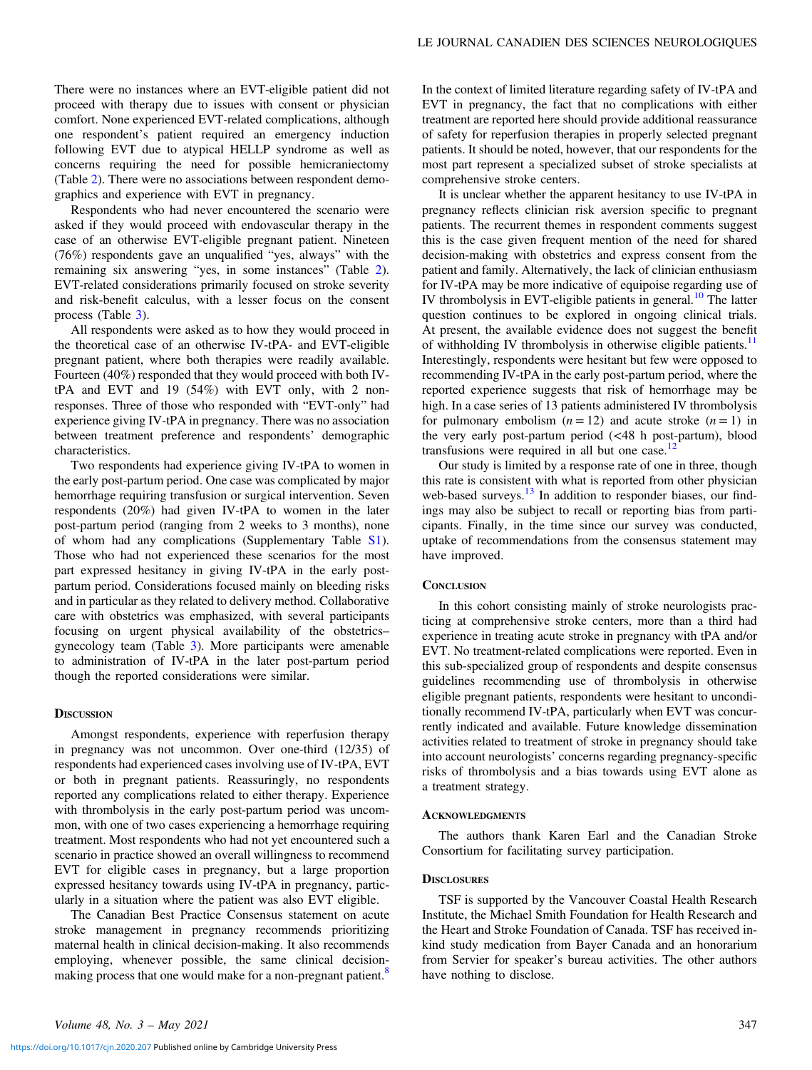There were no instances where an EVT-eligible patient did not proceed with therapy due to issues with consent or physician comfort. None experienced EVT-related complications, although one respondent's patient required an emergency induction following EVT due to atypical HELLP syndrome as well as concerns requiring the need for possible hemicraniectomy (Table 2). There were no associations between respondent demographics and experience with EVT in pregnancy.

Respondents who had never encountered the scenario were asked if they would proceed with endovascular therapy in the case of an otherwise EVT-eligible pregnant patient. Nineteen (76%) respondents gave an unqualified "yes, always" with the remaining six answering "yes, in some instances" (Table 2). EVT-related considerations primarily focused on stroke severity and risk-benefit calculus, with a lesser focus on the consent process (Table 3).

All respondents were asked as to how they would proceed in the theoretical case of an otherwise IV-tPA- and EVT-eligible pregnant patient, where both therapies were readily available. Fourteen (40%) responded that they would proceed with both IV-tPA and EVT and 19 (54%) with EVT only, with 2 non-responses. Three of those who responded with "EVT-only" had experience giving IV-tPA in pregnancy. There was no association between treatment preference and respondents' demographic characteristics.

Two respondents had experience giving IV-tPA to women in the early post-partum period. One case was complicated by major hemorrhage requiring transfusion or surgical intervention. Seven respondents (20%) had given IV-tPA to women in the later post-partum period (ranging from 2 weeks to 3 months), none of whom had any complications (Supplementary Table S1). Those who had not experienced these scenarios for the most part expressed hesitancy in giving IV-tPA in the early post-partum period. Considerations focused mainly on bleeding risks and in particular as they related to delivery method. Collaborative care with obstetrics was emphasized, with several participants focusing on urgent physical availability of the obstetrics–gynecology team (Table 3). More participants were amenable to administration of IV-tPA in the later post-partum period though the reported considerations were similar.

## Discussion

Amongst respondents, experience with reperfusion therapy in pregnancy was not uncommon. Over one-third (12/35) of respondents had experienced cases involving use of IV-tPA, EVT or both in pregnant patients. Reassuringly, no respondents reported any complications related to either therapy. Experience with thrombolysis in the early post-partum period was uncommon, with one of two cases experiencing a hemorrhage requiring treatment. Most respondents who had not yet encountered such a scenario in practice showed an overall willingness to recommend EVT for eligible cases in pregnancy, but a large proportion expressed hesitancy towards using IV-tPA in pregnancy, particularly in a situation where the patient was also EVT eligible.

The Canadian Best Practice Consensus statement on acute stroke management in pregnancy recommends prioritizing maternal health in clinical decision-making. It also recommends employing, whenever possible, the same clinical decision-making process that one would make for a non-pregnant patient.[8] In the context of limited literature regarding safety of IV-tPA and EVT in pregnancy, the fact that no complications with either treatment are reported here should provide additional reassurance of safety for reperfusion therapies in properly selected pregnant patients. It should be noted, however, that our respondents for the most part represent a specialized subset of stroke specialists at comprehensive stroke centers.

It is unclear whether the apparent hesitancy to use IV-tPA in pregnancy reflects clinician risk aversion specific to pregnant patients. The recurrent themes in respondent comments suggest this is the case given frequent mention of the need for shared decision-making with obstetrics and express consent from the patient and family. Alternatively, the lack of clinician enthusiasm for IV-tPA may be more indicative of equipoise regarding use of IV thrombolysis in EVT-eligible patients in general.[10] The latter question continues to be explored in ongoing clinical trials. At present, the available evidence does not suggest the benefit of withholding IV thrombolysis in otherwise eligible patients.[11] Interestingly, respondents were hesitant but few were opposed to recommending IV-tPA in the early post-partum period, where the reported experience suggests that risk of hemorrhage may be high. In a case series of 13 patients administered IV thrombolysis for pulmonary embolism ($n = 12$) and acute stroke ($n = 1$) in the very early post-partum period (<48 h post-partum), blood transfusions were required in all but one case.[12]

Our study is limited by a response rate of one in three, though this rate is consistent with what is reported from other physician web-based surveys.[13] In addition to responder biases, our findings may also be subject to recall or reporting bias from participants. Finally, in the time since our survey was conducted, uptake of recommendations from the consensus statement may have improved.

## Conclusion

In this cohort consisting mainly of stroke neurologists practicing at comprehensive stroke centers, more than a third had experience in treating acute stroke in pregnancy with tPA and/or EVT. No treatment-related complications were reported. Even in this sub-specialized group of respondents and despite consensus guidelines recommending use of thrombolysis in otherwise eligible pregnant patients, respondents were hesitant to unconditionally recommend IV-tPA, particularly when EVT was concurrently indicated and available. Future knowledge dissemination activities related to treatment of stroke in pregnancy should take into account neurologists' concerns regarding pregnancy-specific risks of thrombolysis and a bias towards using EVT alone as a treatment strategy.

## Acknowledgments

The authors thank Karen Earl and the Canadian Stroke Consortium for facilitating survey participation.

## Disclosures

TSF is supported by the Vancouver Coastal Health Research Institute, the Michael Smith Foundation for Health Research and the Heart and Stroke Foundation of Canada. TSF has received in-kind study medication from Bayer Canada and an honorarium from Servier for speaker's bureau activities. The other authors have nothing to disclose.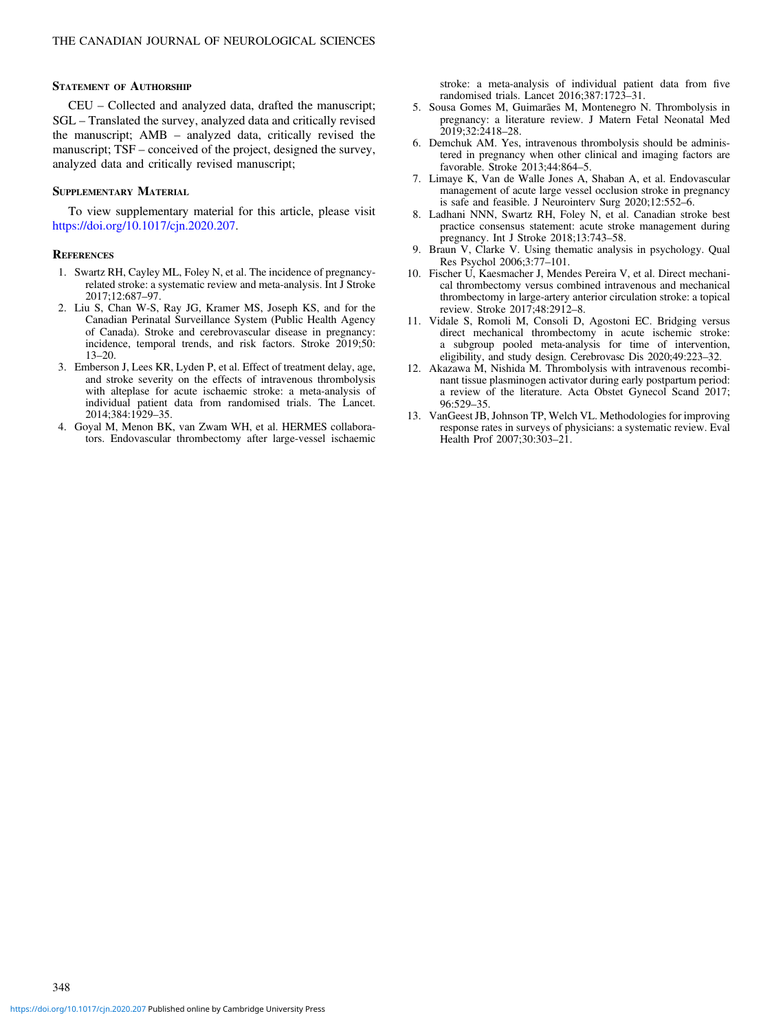### Statement of Authorship

CEU – Collected and analyzed data, drafted the manuscript; SGL – Translated the survey, analyzed data and critically revised the manuscript; AMB – analyzed data, critically revised the manuscript; TSF – conceived of the project, designed the survey, analyzed data and critically revised manuscript;

### Supplementary Material

To view supplementary material for this article, please visit https://doi.org/10.1017/cjn.2020.207.

### References

1. Swartz RH, Cayley ML, Foley N, et al. The incidence of pregnancy-related stroke: a systematic review and meta-analysis. Int J Stroke 2017;12:687–97.
2. Liu S, Chan W-S, Ray JG, Kramer MS, Joseph KS, and for the Canadian Perinatal Surveillance System (Public Health Agency of Canada). Stroke and cerebrovascular disease in pregnancy: incidence, temporal trends, and risk factors. Stroke 2019;50: 13–20.
3. Emberson J, Lees KR, Lyden P, et al. Effect of treatment delay, age, and stroke severity on the effects of intravenous thrombolysis with alteplase for acute ischaemic stroke: a meta-analysis of individual patient data from randomised trials. The Lancet. 2014;384:1929–35.
4. Goyal M, Menon BK, van Zwam WH, et al. HERMES collaborators. Endovascular thrombectomy after large-vessel ischaemic stroke: a meta-analysis of individual patient data from five randomised trials. Lancet 2016;387:1723–31.
5. Sousa Gomes M, Guimarães M, Montenegro N. Thrombolysis in pregnancy: a literature review. J Matern Fetal Neonatal Med 2019;32:2418–28.
6. Demchuk AM. Yes, intravenous thrombolysis should be administered in pregnancy when other clinical and imaging factors are favorable. Stroke 2013;44:864–5.
7. Limaye K, Van de Walle Jones A, Shaban A, et al. Endovascular management of acute large vessel occlusion stroke in pregnancy is safe and feasible. J Neurointerv Surg 2020;12:552–6.
8. Ladhani NNN, Swartz RH, Foley N, et al. Canadian stroke best practice consensus statement: acute stroke management during pregnancy. Int J Stroke 2018;13:743–58.
9. Braun V, Clarke V. Using thematic analysis in psychology. Qual Res Psychol 2006;3:77–101.
10. Fischer U, Kaesmacher J, Mendes Pereira V, et al. Direct mechanical thrombectomy versus combined intravenous and mechanical thrombectomy in large-artery anterior circulation stroke: a topical review. Stroke 2017;48:2912–8.
11. Vidale S, Romoli M, Consoli D, Agostoni EC. Bridging versus direct mechanical thrombectomy in acute ischemic stroke: a subgroup pooled meta-analysis for time of intervention, eligibility, and study design. Cerebrovasc Dis 2020;49:223–32.
12. Akazawa M, Nishida M. Thrombolysis with intravenous recombinant tissue plasminogen activator during early postpartum period: a review of the literature. Acta Obstet Gynecol Scand 2017; 96:529–35.
13. VanGeest JB, Johnson TP, Welch VL. Methodologies for improving response rates in surveys of physicians: a systematic review. Eval Health Prof 2007;30:303–21.